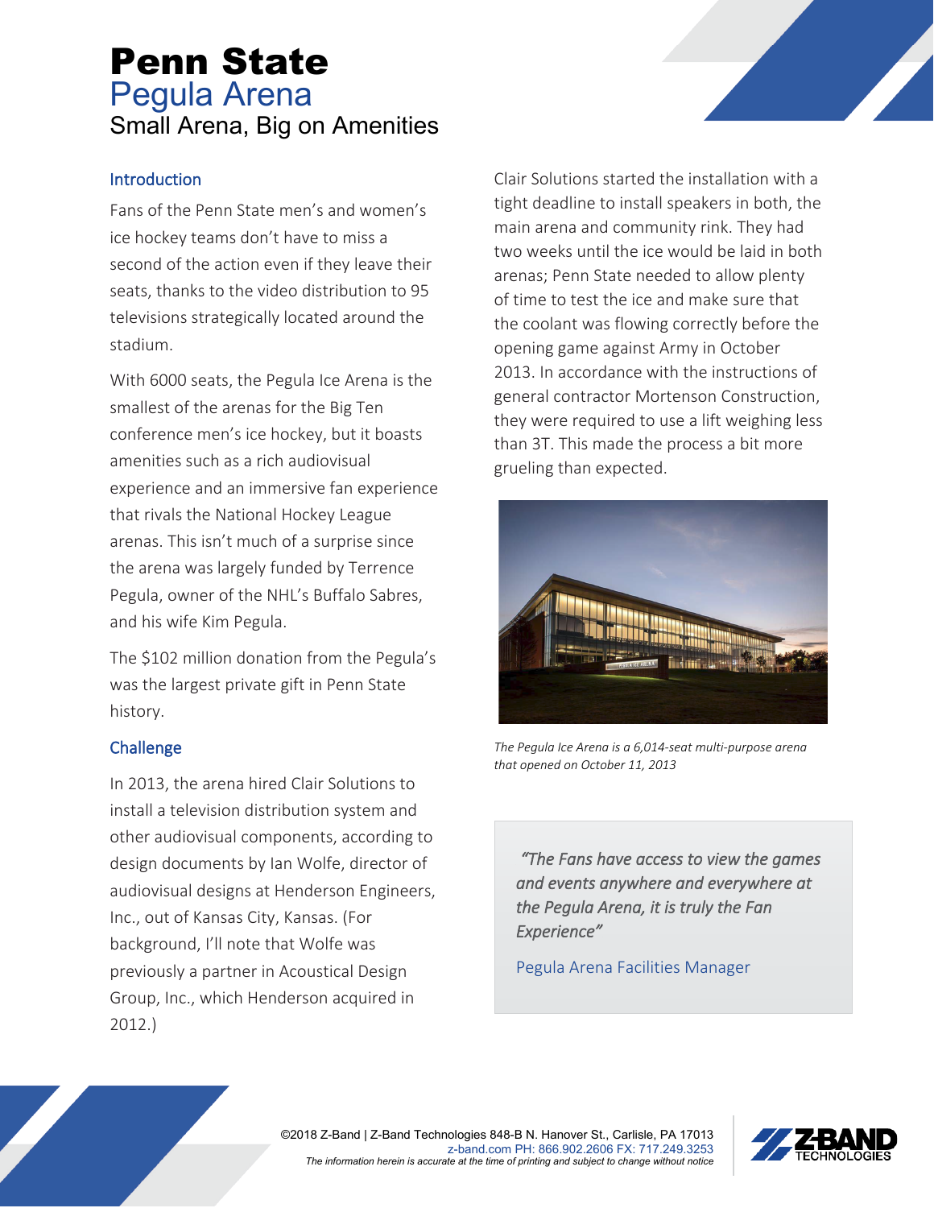# Penn State

## Pegula Arena

### Small Arena, Big on Amenities

#### Introduction

Fans of the Penn State men's and women's ice hockey teams don't have to miss a second of the action even if they leave their seats, thanks to the video distribution to 95 televisions strategically located around the stadium.

With 6000 seats, the Pegula Ice Arena is the smallest of the arenas for the Big Ten conference men's ice hockey, but it boasts amenities such as a rich audiovisual experience and an immersive fan experience that rivals the National Hockey League arenas. This isn't much of a surprise since the arena was largely funded by Terrence Pegula, owner of the NHL's Buffalo Sabres, and his wife Kim Pegula.

The $102 million donation from the Pegula's was the largest private gift in Penn State history.

#### Challenge

In 2013, the arena hired Clair Solutions to install a television distribution system and other audiovisual components, according to design documents by Ian Wolfe, director of audiovisual designs at Henderson Engineers, Inc., out of Kansas City, Kansas. (For background, I'll note that Wolfe was previously a partner in Acoustical Design Group, Inc., which Henderson acquired in 2012.)

Clair Solutions started the installation with a tight deadline to install speakers in both, the main arena and community rink. They had two weeks until the ice would be laid in both arenas; Penn State needed to allow plenty of time to test the ice and make sure that the coolant was flowing correctly before the opening game against Army in October 2013. In accordance with the instructions of general contractor Mortenson Construction, they were required to use a lift weighing less than 3T. This made the process a bit more grueling than expected.

*The Pegula Ice Arena is a 6,014-seat multi-purpose arena that opened on October 11, 2013*

> *"The Fans have access to view the games and events anywhere and everywhere at the Pegula Arena, it is truly the Fan Experience"*
>
> Pegula Arena Facilities Manager

©2018 Z-Band | Z-Band Technologies 848-B N. Hanover St., Carlisle, PA 17013
z-band.com PH: 866.902.2606 FX: 717.249.3253
*The information herein is accurate at the time of printing and subject to change without notice*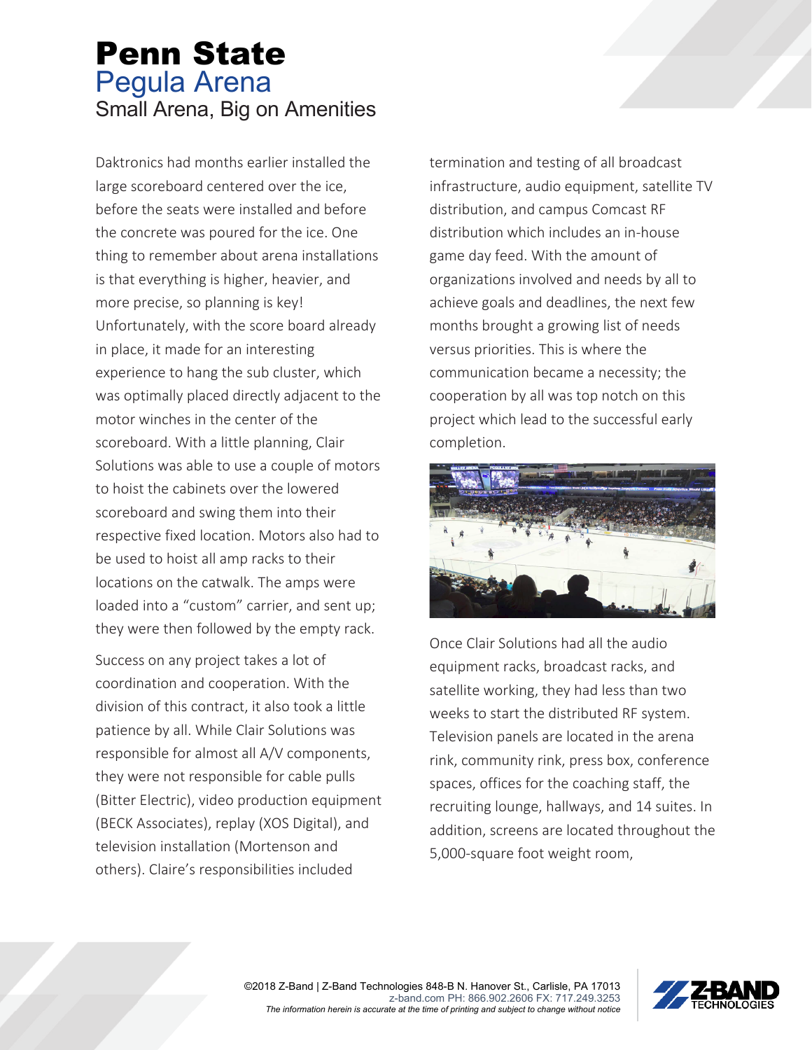# Penn State

## Pegula Arena

### Small Arena, Big on Amenities

Daktronics had months earlier installed the large scoreboard centered over the ice, before the seats were installed and before the concrete was poured for the ice. One thing to remember about arena installations is that everything is higher, heavier, and more precise, so planning is key! Unfortunately, with the score board already in place, it made for an interesting experience to hang the sub cluster, which was optimally placed directly adjacent to the motor winches in the center of the scoreboard. With a little planning, Clair Solutions was able to use a couple of motors to hoist the cabinets over the lowered scoreboard and swing them into their respective fixed location. Motors also had to be used to hoist all amp racks to their locations on the catwalk. The amps were loaded into a "custom" carrier, and sent up; they were then followed by the empty rack.

Success on any project takes a lot of coordination and cooperation. With the division of this contract, it also took a little patience by all. While Clair Solutions was responsible for almost all A/V components, they were not responsible for cable pulls (Bitter Electric), video production equipment (BECK Associates), replay (XOS Digital), and television installation (Mortenson and others). Claire's responsibilities included termination and testing of all broadcast infrastructure, audio equipment, satellite TV distribution, and campus Comcast RF distribution which includes an in-house game day feed. With the amount of organizations involved and needs by all to achieve goals and deadlines, the next few months brought a growing list of needs versus priorities. This is where the communication became a necessity; the cooperation by all was top notch on this project which lead to the successful early completion.

Once Clair Solutions had all the audio equipment racks, broadcast racks, and satellite working, they had less than two weeks to start the distributed RF system. Television panels are located in the arena rink, community rink, press box, conference spaces, offices for the coaching staff, the recruiting lounge, hallways, and 14 suites. In addition, screens are located throughout the 5,000-square foot weight room,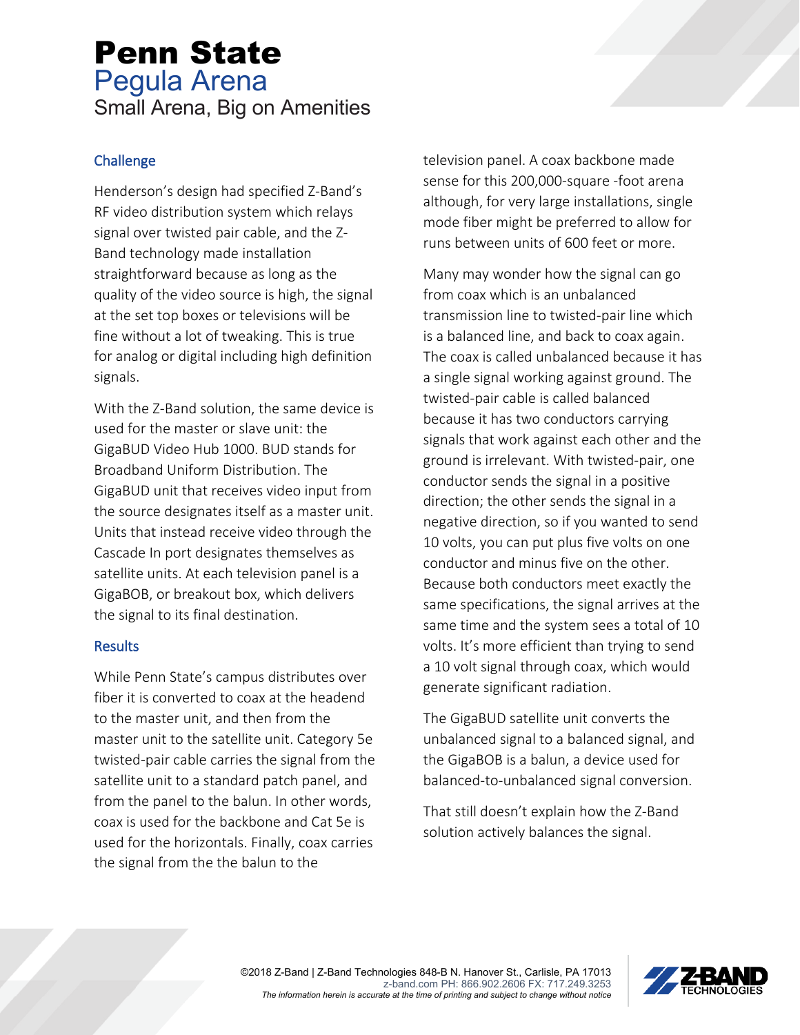# Penn State

## Pegula Arena

Small Arena, Big on Amenities

### Challenge

Henderson's design had specified Z-Band's RF video distribution system which relays signal over twisted pair cable, and the Z-Band technology made installation straightforward because as long as the quality of the video source is high, the signal at the set top boxes or televisions will be fine without a lot of tweaking. This is true for analog or digital including high definition signals.

With the Z-Band solution, the same device is used for the master or slave unit: the GigaBUD Video Hub 1000. BUD stands for Broadband Uniform Distribution. The GigaBUD unit that receives video input from the source designates itself as a master unit. Units that instead receive video through the Cascade In port designates themselves as satellite units. At each television panel is a GigaBOB, or breakout box, which delivers the signal to its final destination.

### Results

While Penn State's campus distributes over fiber it is converted to coax at the headend to the master unit, and then from the master unit to the satellite unit. Category 5e twisted-pair cable carries the signal from the satellite unit to a standard patch panel, and from the panel to the balun. In other words, coax is used for the backbone and Cat 5e is used for the horizontals. Finally, coax carries the signal from the the balun to the television panel. A coax backbone made sense for this 200,000-square -foot arena although, for very large installations, single mode fiber might be preferred to allow for runs between units of 600 feet or more.

Many may wonder how the signal can go from coax which is an unbalanced transmission line to twisted-pair line which is a balanced line, and back to coax again. The coax is called unbalanced because it has a single signal working against ground. The twisted-pair cable is called balanced because it has two conductors carrying signals that work against each other and the ground is irrelevant. With twisted-pair, one conductor sends the signal in a positive direction; the other sends the signal in a negative direction, so if you wanted to send 10 volts, you can put plus five volts on one conductor and minus five on the other. Because both conductors meet exactly the same specifications, the signal arrives at the same time and the system sees a total of 10 volts. It's more efficient than trying to send a 10 volt signal through coax, which would generate significant radiation.

The GigaBUD satellite unit converts the unbalanced signal to a balanced signal, and the GigaBOB is a balun, a device used for balanced-to-unbalanced signal conversion.

That still doesn't explain how the Z-Band solution actively balances the signal.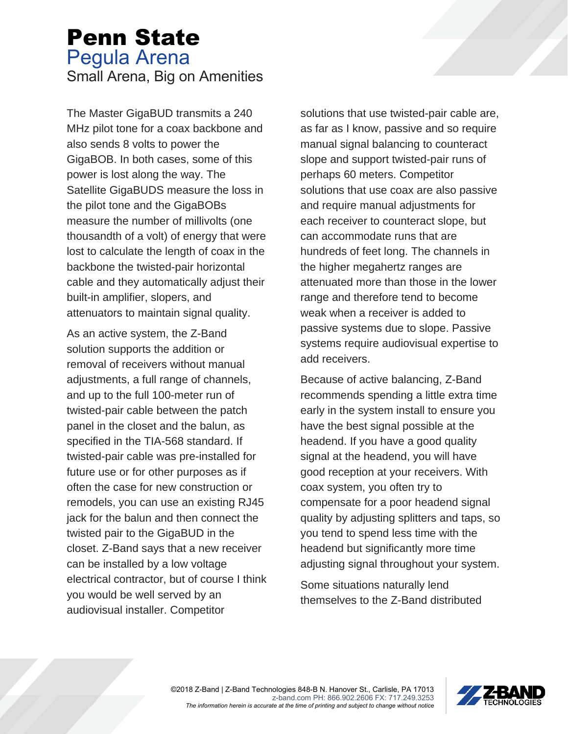# Penn State
## Pegula Arena
### Small Arena, Big on Amenities

The Master GigaBUD transmits a 240 MHz pilot tone for a coax backbone and also sends 8 volts to power the GigaBOB. In both cases, some of this power is lost along the way. The Satellite GigaBUDS measure the loss in the pilot tone and the GigaBOBs measure the number of millivolts (one thousandth of a volt) of energy that were lost to calculate the length of coax in the backbone the twisted-pair horizontal cable and they automatically adjust their built-in amplifier, slopers, and attenuators to maintain signal quality.

As an active system, the Z-Band solution supports the addition or removal of receivers without manual adjustments, a full range of channels, and up to the full 100-meter run of twisted-pair cable between the patch panel in the closet and the balun, as specified in the TIA-568 standard. If twisted-pair cable was pre-installed for future use or for other purposes as if often the case for new construction or remodels, you can use an existing RJ45 jack for the balun and then connect the twisted pair to the GigaBUD in the closet. Z-Band says that a new receiver can be installed by a low voltage electrical contractor, but of course I think you would be well served by an audiovisual installer. Competitor solutions that use twisted-pair cable are, as far as I know, passive and so require manual signal balancing to counteract slope and support twisted-pair runs of perhaps 60 meters. Competitor solutions that use coax are also passive and require manual adjustments for each receiver to counteract slope, but can accommodate runs that are hundreds of feet long. The channels in the higher megahertz ranges are attenuated more than those in the lower range and therefore tend to become weak when a receiver is added to passive systems due to slope. Passive systems require audiovisual expertise to add receivers.

Because of active balancing, Z-Band recommends spending a little extra time early in the system install to ensure you have the best signal possible at the headend. If you have a good quality signal at the headend, you will have good reception at your receivers. With coax system, you often try to compensate for a poor headend signal quality by adjusting splitters and taps, so you tend to spend less time with the headend but significantly more time adjusting signal throughout your system.

Some situations naturally lend themselves to the Z-Band distributed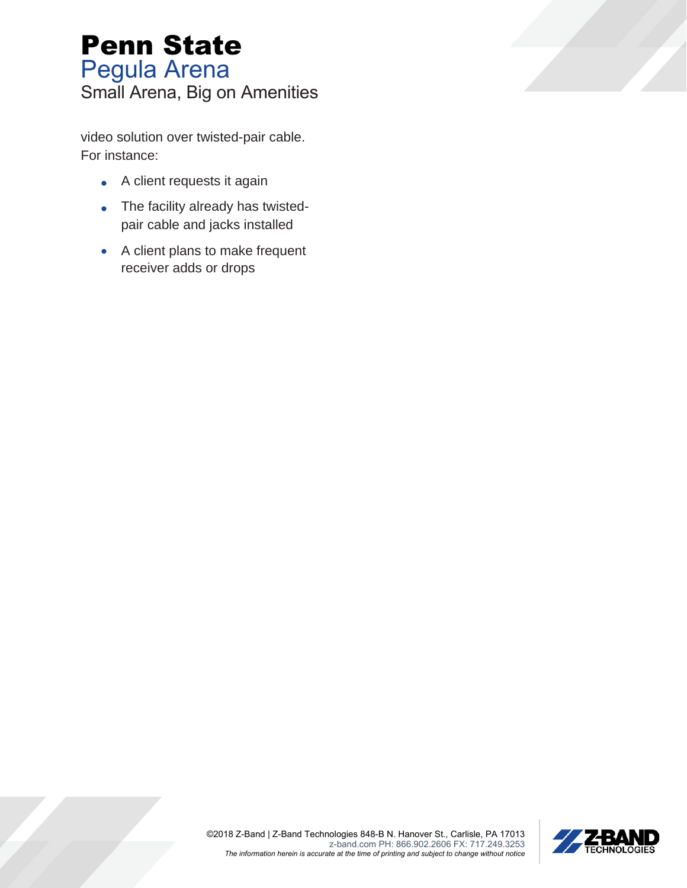video solution over twisted-pair cable. For instance:

- A client requests it again
- The facility already has twisted-pair cable and jacks installed
- A client plans to make frequent receiver adds or drops